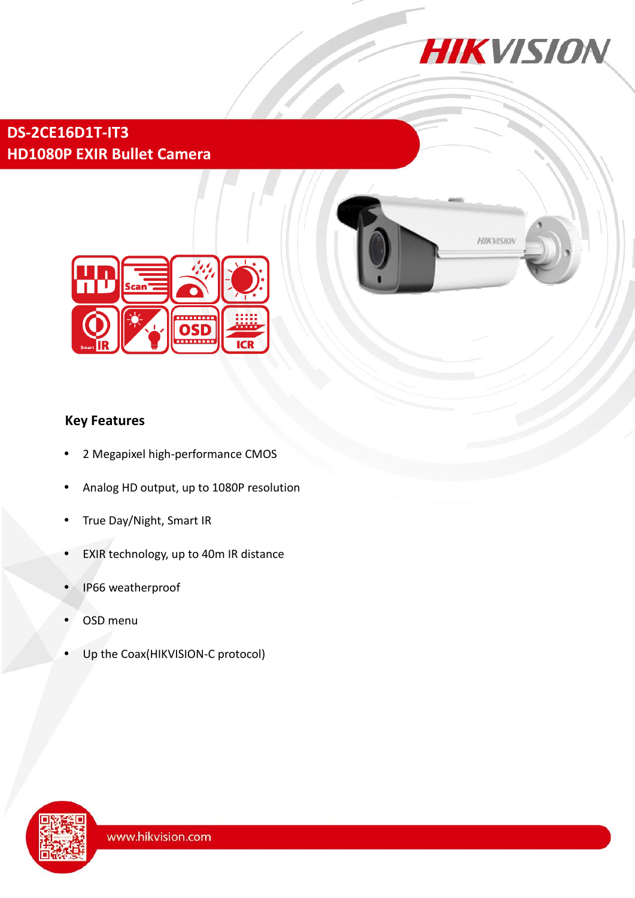# DS-2CE16D1T-IT3

## HD1080P EXIR Bullet Camera

### Key Features

- 2 Megapixel high-performance CMOS
- Analog HD output, up to 1080P resolution
- True Day/Night, Smart IR
- EXIR technology, up to 40m IR distance
- IP66 weatherproof
- OSD menu
- Up the Coax(HIKVISION-C protocol)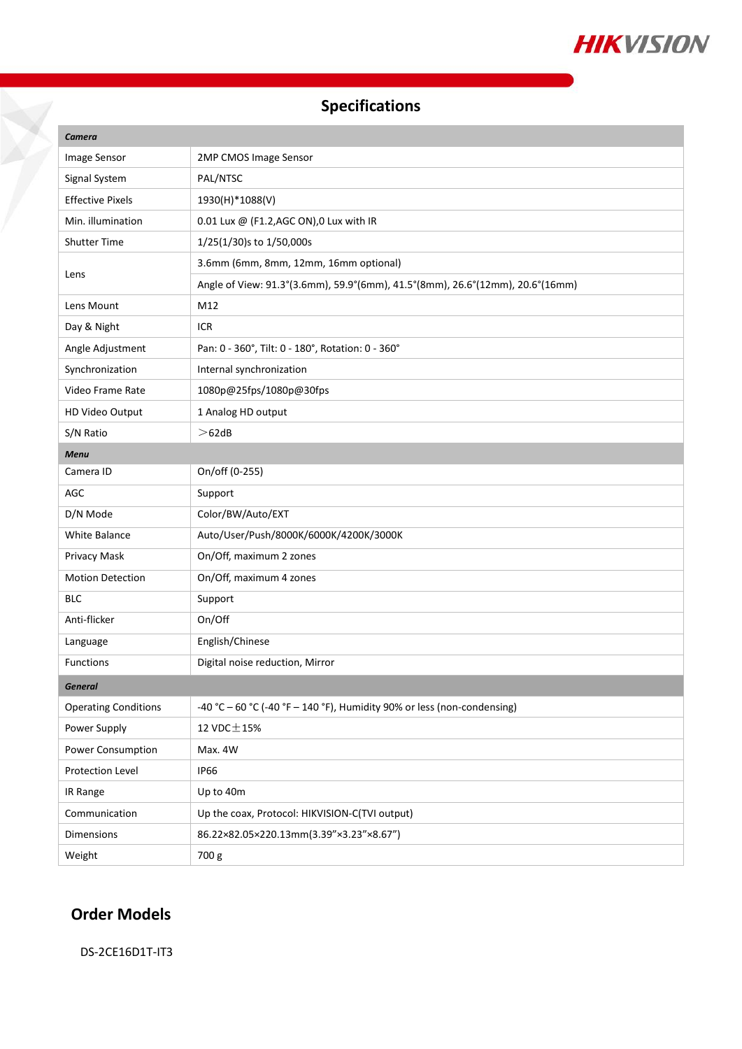## Specifications

| *Camera* | |
|---|---|
| Image Sensor | 2MP CMOS Image Sensor |
| Signal System | PAL/NTSC |
| Effective Pixels | 1930(H)*1088(V) |
| Min. illumination | 0.01 Lux @ (F1.2,AGC ON),0 Lux with IR |
| Shutter Time | 1/25(1/30)s to 1/50,000s |
| Lens | 3.6mm (6mm, 8mm, 12mm, 16mm optional) |
| | Angle of View: 91.3°(3.6mm), 59.9°(6mm), 41.5°(8mm), 26.6°(12mm), 20.6°(16mm) |
| Lens Mount | M12 |
| Day & Night | ICR |
| Angle Adjustment | Pan: 0 - 360°, Tilt: 0 - 180°, Rotation: 0 - 360° |
| Synchronization | Internal synchronization |
| Video Frame Rate | 1080p@25fps/1080p@30fps |
| HD Video Output | 1 Analog HD output |
| S/N Ratio | ＞62dB |
| *Menu* | |
| Camera ID | On/off (0-255) |
| AGC | Support |
| D/N Mode | Color/BW/Auto/EXT |
| White Balance | Auto/User/Push/8000K/6000K/4200K/3000K |
| Privacy Mask | On/Off, maximum 2 zones |
| Motion Detection | On/Off, maximum 4 zones |
| BLC | Support |
| Anti-flicker | On/Off |
| Language | English/Chinese |
| Functions | Digital noise reduction, Mirror |
| *General* | |
| Operating Conditions | -40 °C – 60 °C (-40 °F – 140 °F), Humidity 90% or less (non-condensing) |
| Power Supply | 12 VDC±15% |
| Power Consumption | Max. 4W |
| Protection Level | IP66 |
| IR Range | Up to 40m |
| Communication | Up the coax, Protocol: HIKVISION-C(TVI output) |
| Dimensions | 86.22×82.05×220.13mm(3.39”×3.23”×8.67”) |
| Weight | 700 g |

## Order Models

DS-2CE16D1T-IT3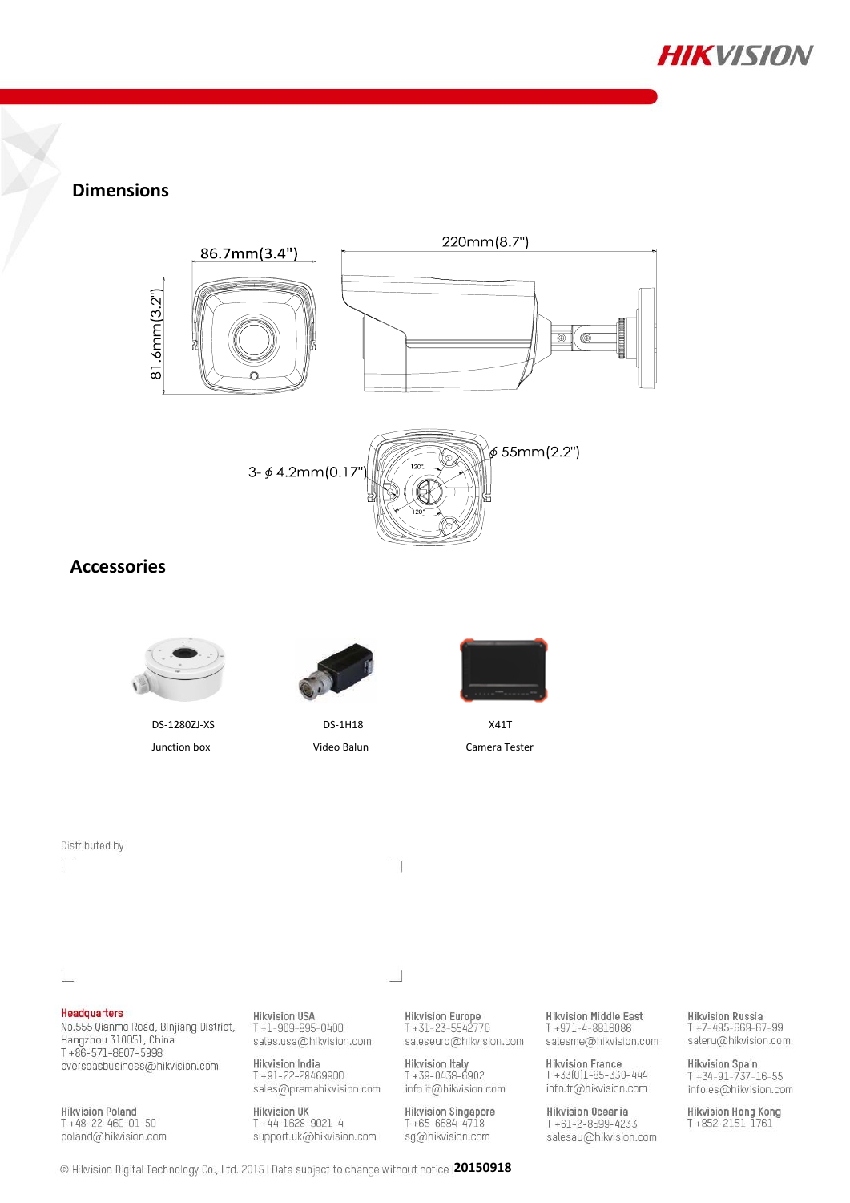## Dimensions

86.7mm(3.4")

220mm(8.7")

81.6mm(3.2")

3- ∅ 4.2mm(0.17")

∅ 55mm(2.2")

## Accessories

DS-1280ZJ-XS

Junction box

DS-1H18

Video Balun

X41T

Camera Tester

Distributed by

**Headquarters**
No.555 Qianmo Road, Binjiang District, Hangzhou 310051, China
T +86-571-8807-5998
overseasbusiness@hikvision.com

**Hikvision USA**
T +1-909-895-0400
sales.usa@hikvision.com

**Hikvision India**
T +91-22-28469900
sales@pramahikvision.com

**Hikvision Europe**
T +31-23-5542770
saleseuro@hikvision.com

**Hikvision Italy**
T +39-0438-6902
info.it@hikvision.com

**Hikvision Middle East**
T +971-4-8816086
salesme@hikvision.com

**Hikvision France**
T +33(0)1-85-330-444
info.fr@hikvision.com

**Hikvision Russia**
T +7-495-669-67-99
saleru@hikvision.com

**Hikvision Spain**
T +34-91-737-16-55
info.es@hikvision.com

**Hikvision Poland**
T +48-22-460-01-50
poland@hikvision.com

**Hikvision UK**
T +44-1628-9021-4
support.uk@hikvision.com

**Hikvision Singapore**
T +65-6684-4718
sg@hikvision.com

**Hikvision Oceania**
T +61-2-8599-4233
salesau@hikvision.com

**Hikvision Hong Kong**
T +852-2151-1761

© Hikvision Digital Technology Co., Ltd. 2015 | Data subject to change without notice | **20150918**